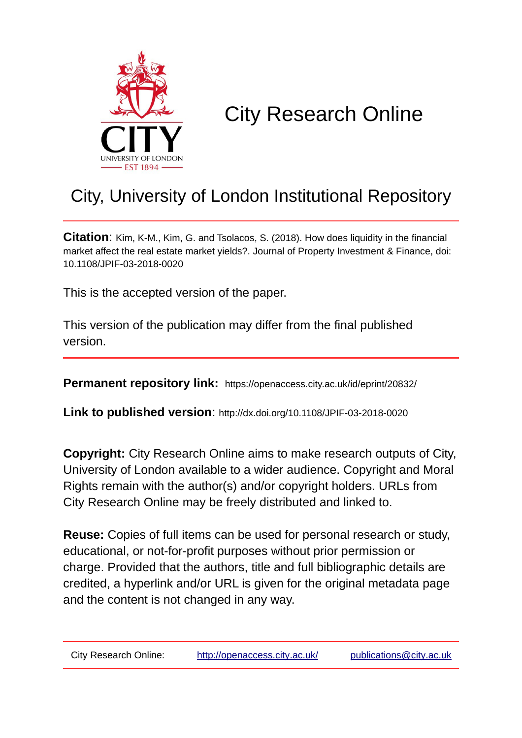# City Research Online

## City, University of London Institutional Repository

**Citation**: Kim, K-M., Kim, G. and Tsolacos, S. (2018). How does liquidity in the financial market affect the real estate market yields?. Journal of Property Investment & Finance, doi: 10.1108/JPIF-03-2018-0020

This is the accepted version of the paper.

This version of the publication may differ from the final published version.

---

**Permanent repository link:** https://openaccess.city.ac.uk/id/eprint/20832/

**Link to published version**: http://dx.doi.org/10.1108/JPIF-03-2018-0020

**Copyright:** City Research Online aims to make research outputs of City, University of London available to a wider audience. Copyright and Moral Rights remain with the author(s) and/or copyright holders. URLs from City Research Online may be freely distributed and linked to.

**Reuse:** Copies of full items can be used for personal research or study, educational, or not-for-profit purposes without prior permission or charge. Provided that the authors, title and full bibliographic details are credited, a hyperlink and/or URL is given for the original metadata page and the content is not changed in any way.

---

City Research Online: http://openaccess.city.ac.uk/ publications@city.ac.uk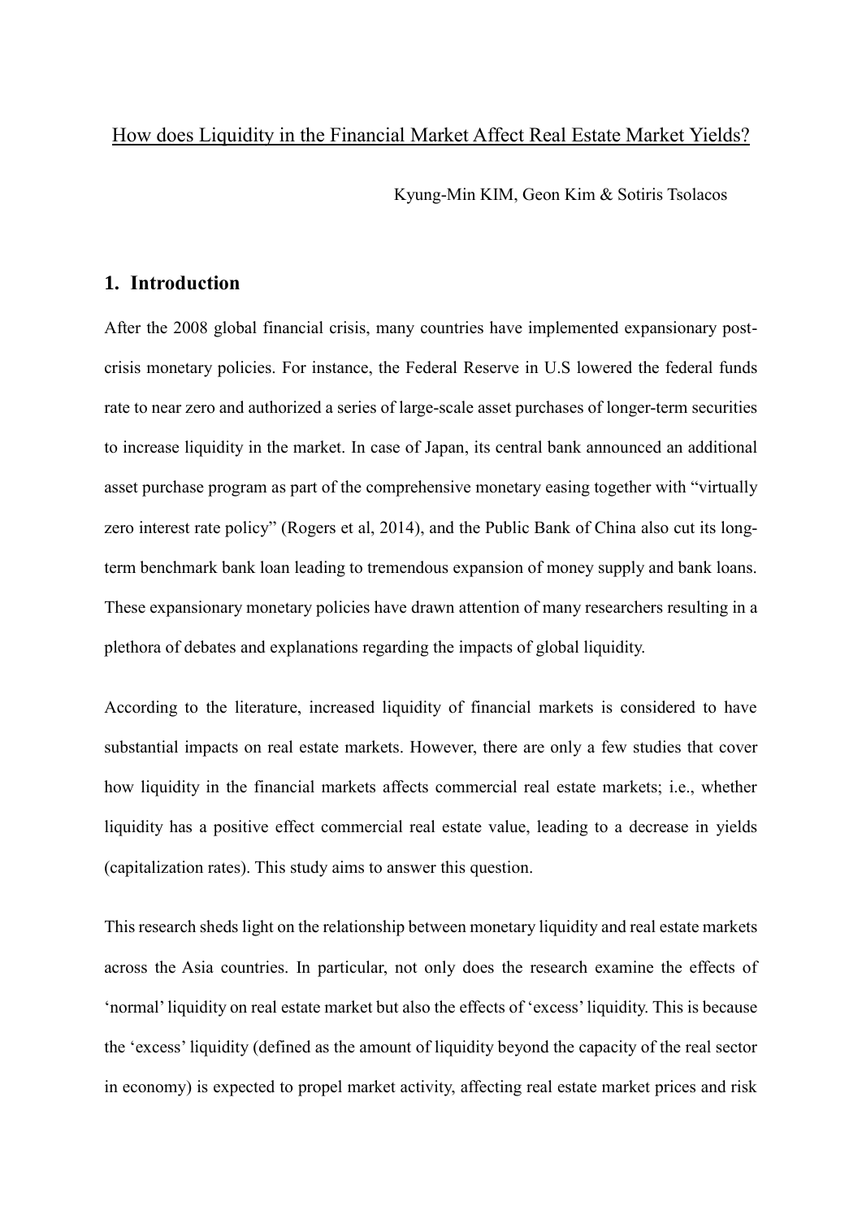How does Liquidity in the Financial Market Affect Real Estate Market Yields?

Kyung-Min KIM, Geon Kim & Sotiris Tsolacos

## 1. Introduction

After the 2008 global financial crisis, many countries have implemented expansionary post-crisis monetary policies. For instance, the Federal Reserve in U.S lowered the federal funds rate to near zero and authorized a series of large-scale asset purchases of longer-term securities to increase liquidity in the market. In case of Japan, its central bank announced an additional asset purchase program as part of the comprehensive monetary easing together with "virtually zero interest rate policy" (Rogers et al, 2014), and the Public Bank of China also cut its long-term benchmark bank loan leading to tremendous expansion of money supply and bank loans. These expansionary monetary policies have drawn attention of many researchers resulting in a plethora of debates and explanations regarding the impacts of global liquidity.

According to the literature, increased liquidity of financial markets is considered to have substantial impacts on real estate markets. However, there are only a few studies that cover how liquidity in the financial markets affects commercial real estate markets; i.e., whether liquidity has a positive effect commercial real estate value, leading to a decrease in yields (capitalization rates). This study aims to answer this question.

This research sheds light on the relationship between monetary liquidity and real estate markets across the Asia countries. In particular, not only does the research examine the effects of 'normal' liquidity on real estate market but also the effects of 'excess' liquidity. This is because the 'excess' liquidity (defined as the amount of liquidity beyond the capacity of the real sector in economy) is expected to propel market activity, affecting real estate market prices and risk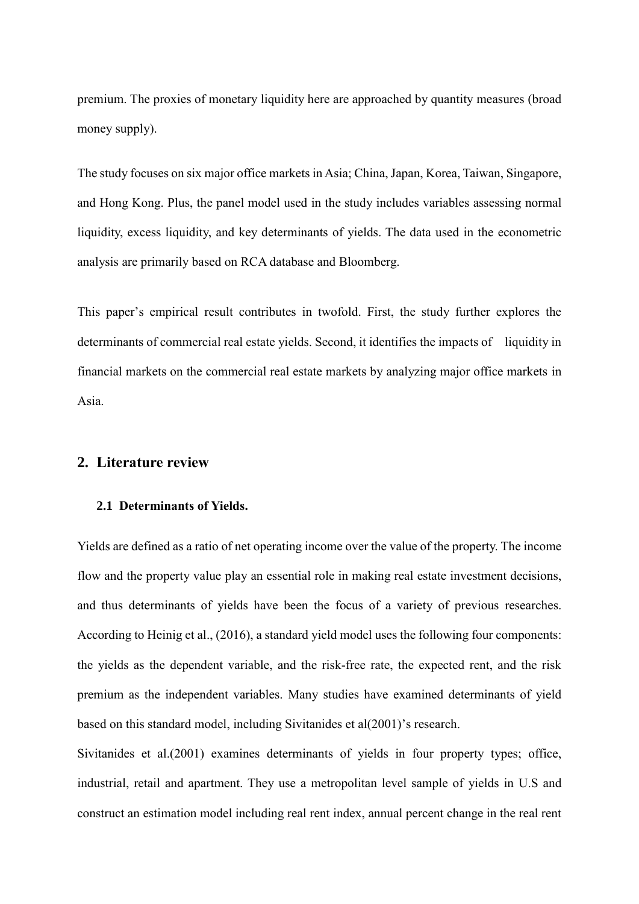premium. The proxies of monetary liquidity here are approached by quantity measures (broad money supply).

The study focuses on six major office markets in Asia; China, Japan, Korea, Taiwan, Singapore, and Hong Kong. Plus, the panel model used in the study includes variables assessing normal liquidity, excess liquidity, and key determinants of yields. The data used in the econometric analysis are primarily based on RCA database and Bloomberg.

This paper's empirical result contributes in twofold. First, the study further explores the determinants of commercial real estate yields. Second, it identifies the impacts of liquidity in financial markets on the commercial real estate markets by analyzing major office markets in Asia.

## 2. Literature review

### 2.1 Determinants of Yields.

Yields are defined as a ratio of net operating income over the value of the property. The income flow and the property value play an essential role in making real estate investment decisions, and thus determinants of yields have been the focus of a variety of previous researches. According to Heinig et al., (2016), a standard yield model uses the following four components: the yields as the dependent variable, and the risk-free rate, the expected rent, and the risk premium as the independent variables. Many studies have examined determinants of yield based on this standard model, including Sivitanides et al(2001)'s research.

Sivitanides et al.(2001) examines determinants of yields in four property types; office, industrial, retail and apartment. They use a metropolitan level sample of yields in U.S and construct an estimation model including real rent index, annual percent change in the real rent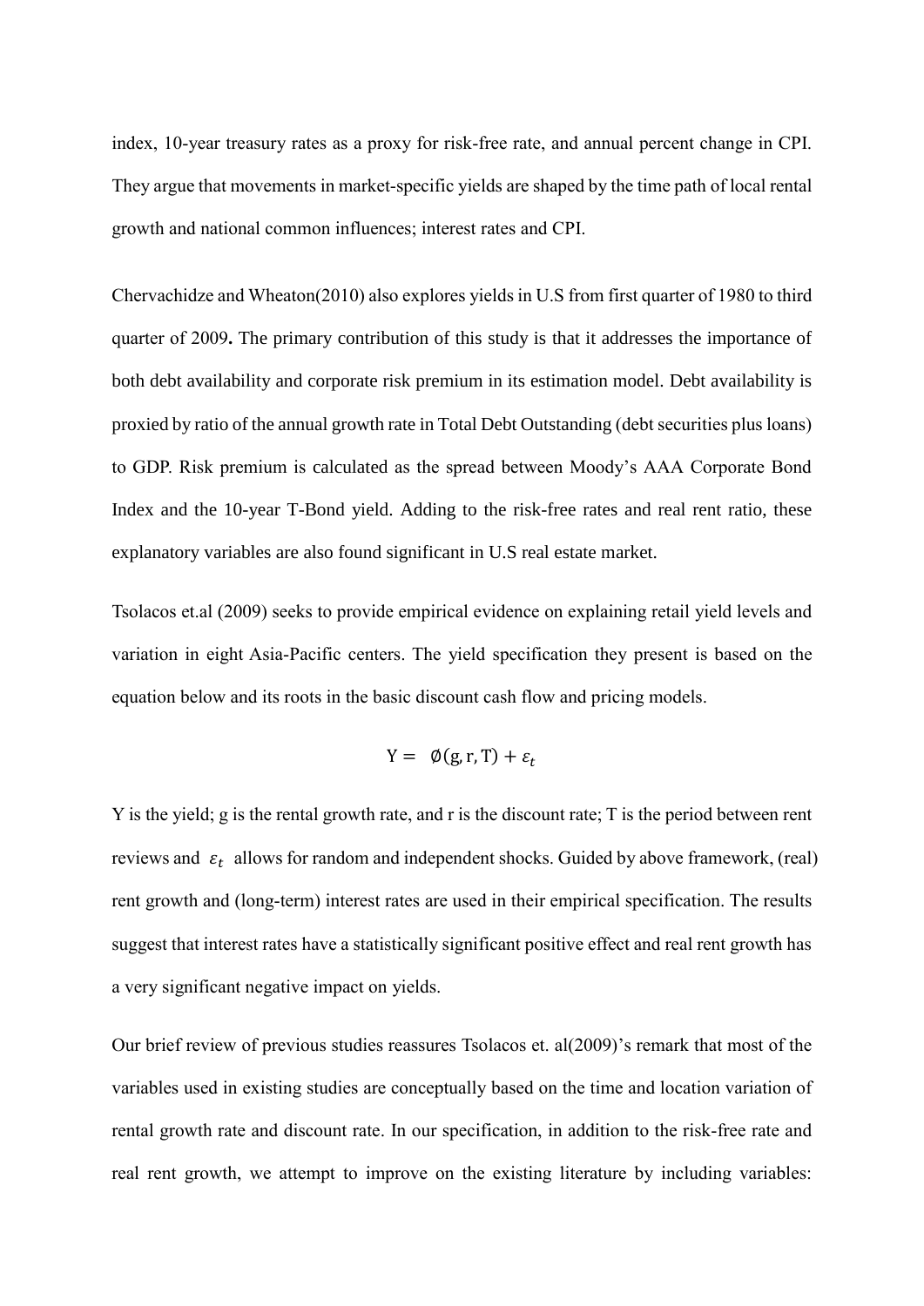index, 10-year treasury rates as a proxy for risk-free rate, and annual percent change in CPI. They argue that movements in market-specific yields are shaped by the time path of local rental growth and national common influences; interest rates and CPI.

Chervachidze and Wheaton(2010) also explores yields in U.S from first quarter of 1980 to third quarter of 2009**.** The primary contribution of this study is that it addresses the importance of both debt availability and corporate risk premium in its estimation model. Debt availability is proxied by ratio of the annual growth rate in Total Debt Outstanding (debt securities plus loans) to GDP. Risk premium is calculated as the spread between Moody's AAA Corporate Bond Index and the 10-year T-Bond yield. Adding to the risk-free rates and real rent ratio, these explanatory variables are also found significant in U.S real estate market.

Tsolacos et.al (2009) seeks to provide empirical evidence on explaining retail yield levels and variation in eight Asia-Pacific centers. The yield specification they present is based on the equation below and its roots in the basic discount cash flow and pricing models.

$$\mathrm{Y} = \emptyset(\mathrm{g}, \mathrm{r}, \mathrm{T}) + \varepsilon_t$$

Y is the yield; g is the rental growth rate, and r is the discount rate; T is the period between rent reviews and $\varepsilon_t$ allows for random and independent shocks. Guided by above framework, (real) rent growth and (long-term) interest rates are used in their empirical specification. The results suggest that interest rates have a statistically significant positive effect and real rent growth has a very significant negative impact on yields.

Our brief review of previous studies reassures Tsolacos et. al(2009)'s remark that most of the variables used in existing studies are conceptually based on the time and location variation of rental growth rate and discount rate. In our specification, in addition to the risk-free rate and real rent growth, we attempt to improve on the existing literature by including variables: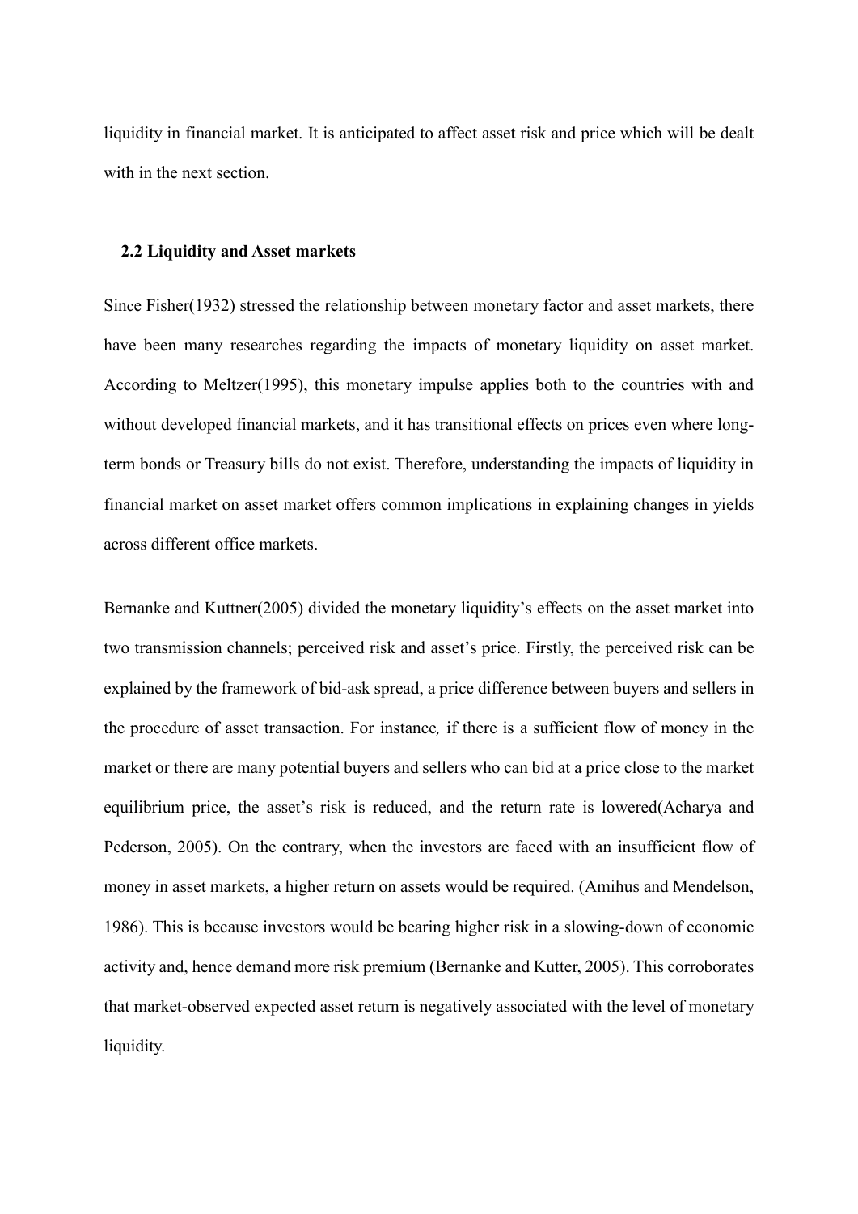liquidity in financial market. It is anticipated to affect asset risk and price which will be dealt with in the next section.

### 2.2 Liquidity and Asset markets

Since Fisher(1932) stressed the relationship between monetary factor and asset markets, there have been many researches regarding the impacts of monetary liquidity on asset market. According to Meltzer(1995), this monetary impulse applies both to the countries with and without developed financial markets, and it has transitional effects on prices even where long-term bonds or Treasury bills do not exist. Therefore, understanding the impacts of liquidity in financial market on asset market offers common implications in explaining changes in yields across different office markets.

Bernanke and Kuttner(2005) divided the monetary liquidity's effects on the asset market into two transmission channels; perceived risk and asset's price. Firstly, the perceived risk can be explained by the framework of bid-ask spread, a price difference between buyers and sellers in the procedure of asset transaction. For instance*,* if there is a sufficient flow of money in the market or there are many potential buyers and sellers who can bid at a price close to the market equilibrium price, the asset's risk is reduced, and the return rate is lowered(Acharya and Pederson, 2005). On the contrary, when the investors are faced with an insufficient flow of money in asset markets, a higher return on assets would be required. (Amihus and Mendelson, 1986). This is because investors would be bearing higher risk in a slowing-down of economic activity and, hence demand more risk premium (Bernanke and Kutter, 2005). This corroborates that market-observed expected asset return is negatively associated with the level of monetary liquidity.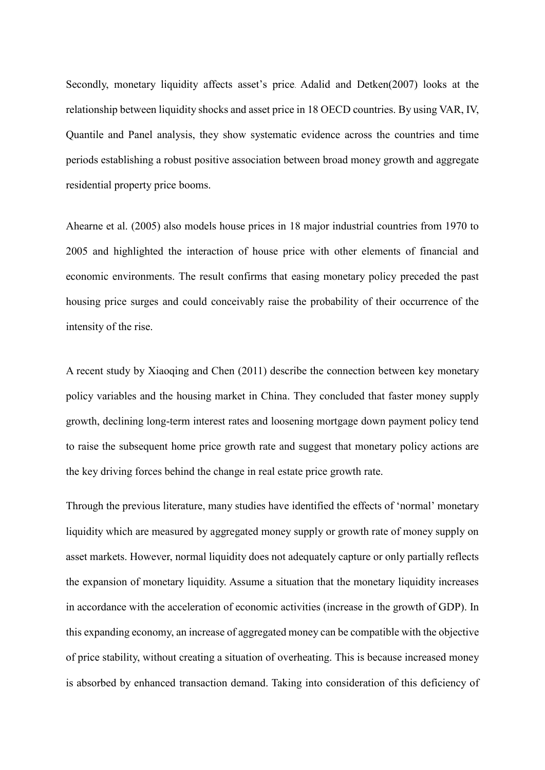Secondly, monetary liquidity affects asset's price. Adalid and Detken(2007) looks at the relationship between liquidity shocks and asset price in 18 OECD countries. By using VAR, IV, Quantile and Panel analysis, they show systematic evidence across the countries and time periods establishing a robust positive association between broad money growth and aggregate residential property price booms.

Ahearne et al. (2005) also models house prices in 18 major industrial countries from 1970 to 2005 and highlighted the interaction of house price with other elements of financial and economic environments. The result confirms that easing monetary policy preceded the past housing price surges and could conceivably raise the probability of their occurrence of the intensity of the rise.

A recent study by Xiaoqing and Chen (2011) describe the connection between key monetary policy variables and the housing market in China. They concluded that faster money supply growth, declining long-term interest rates and loosening mortgage down payment policy tend to raise the subsequent home price growth rate and suggest that monetary policy actions are the key driving forces behind the change in real estate price growth rate.

Through the previous literature, many studies have identified the effects of 'normal' monetary liquidity which are measured by aggregated money supply or growth rate of money supply on asset markets. However, normal liquidity does not adequately capture or only partially reflects the expansion of monetary liquidity. Assume a situation that the monetary liquidity increases in accordance with the acceleration of economic activities (increase in the growth of GDP). In this expanding economy, an increase of aggregated money can be compatible with the objective of price stability, without creating a situation of overheating. This is because increased money is absorbed by enhanced transaction demand. Taking into consideration of this deficiency of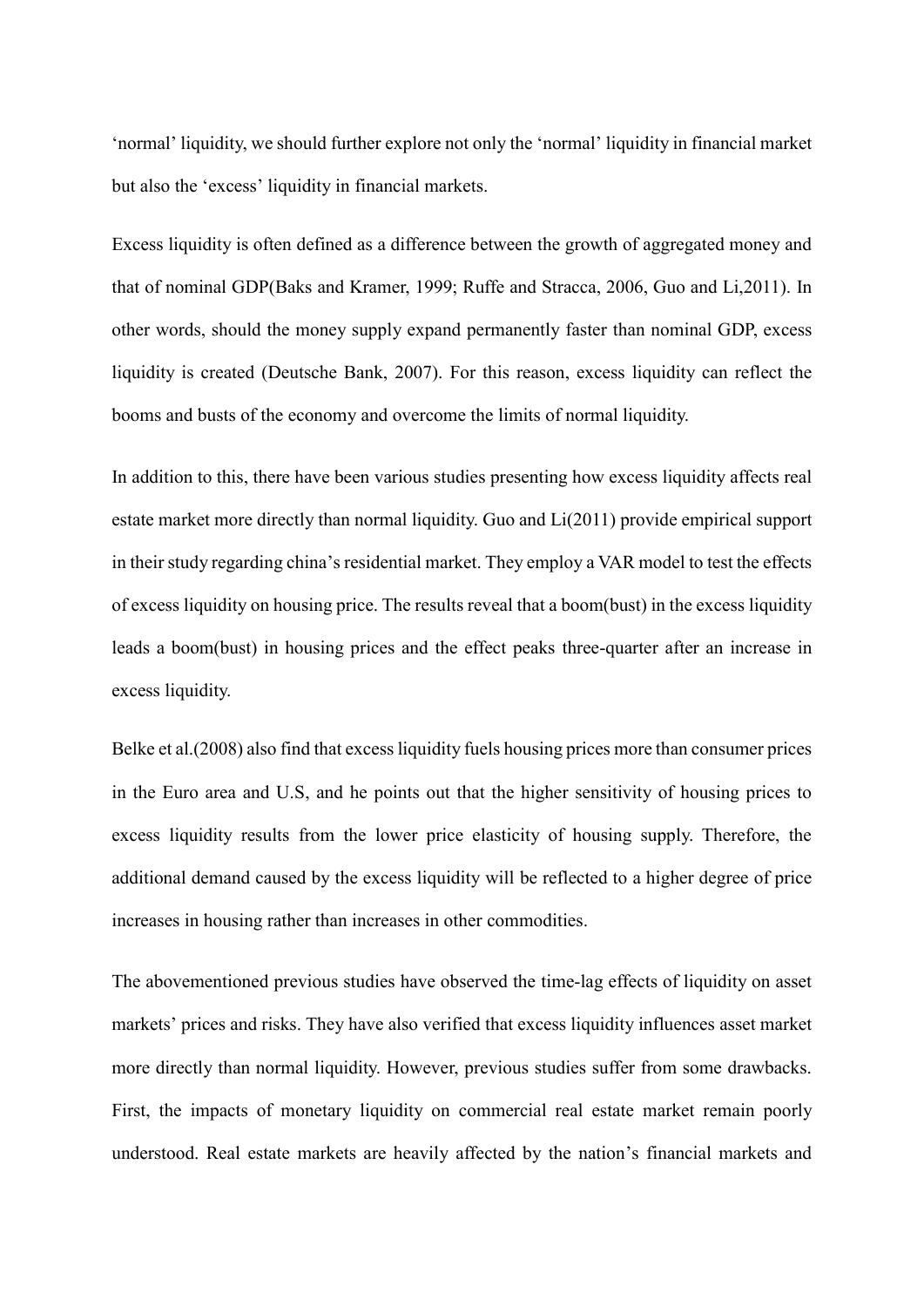'normal' liquidity, we should further explore not only the 'normal' liquidity in financial market but also the 'excess' liquidity in financial markets.

Excess liquidity is often defined as a difference between the growth of aggregated money and that of nominal GDP(Baks and Kramer, 1999; Ruffe and Stracca, 2006, Guo and Li,2011). In other words, should the money supply expand permanently faster than nominal GDP, excess liquidity is created (Deutsche Bank, 2007). For this reason, excess liquidity can reflect the booms and busts of the economy and overcome the limits of normal liquidity.

In addition to this, there have been various studies presenting how excess liquidity affects real estate market more directly than normal liquidity. Guo and Li(2011) provide empirical support in their study regarding china's residential market. They employ a VAR model to test the effects of excess liquidity on housing price. The results reveal that a boom(bust) in the excess liquidity leads a boom(bust) in housing prices and the effect peaks three-quarter after an increase in excess liquidity.

Belke et al.(2008) also find that excess liquidity fuels housing prices more than consumer prices in the Euro area and U.S, and he points out that the higher sensitivity of housing prices to excess liquidity results from the lower price elasticity of housing supply. Therefore, the additional demand caused by the excess liquidity will be reflected to a higher degree of price increases in housing rather than increases in other commodities.

The abovementioned previous studies have observed the time-lag effects of liquidity on asset markets' prices and risks. They have also verified that excess liquidity influences asset market more directly than normal liquidity. However, previous studies suffer from some drawbacks. First, the impacts of monetary liquidity on commercial real estate market remain poorly understood. Real estate markets are heavily affected by the nation's financial markets and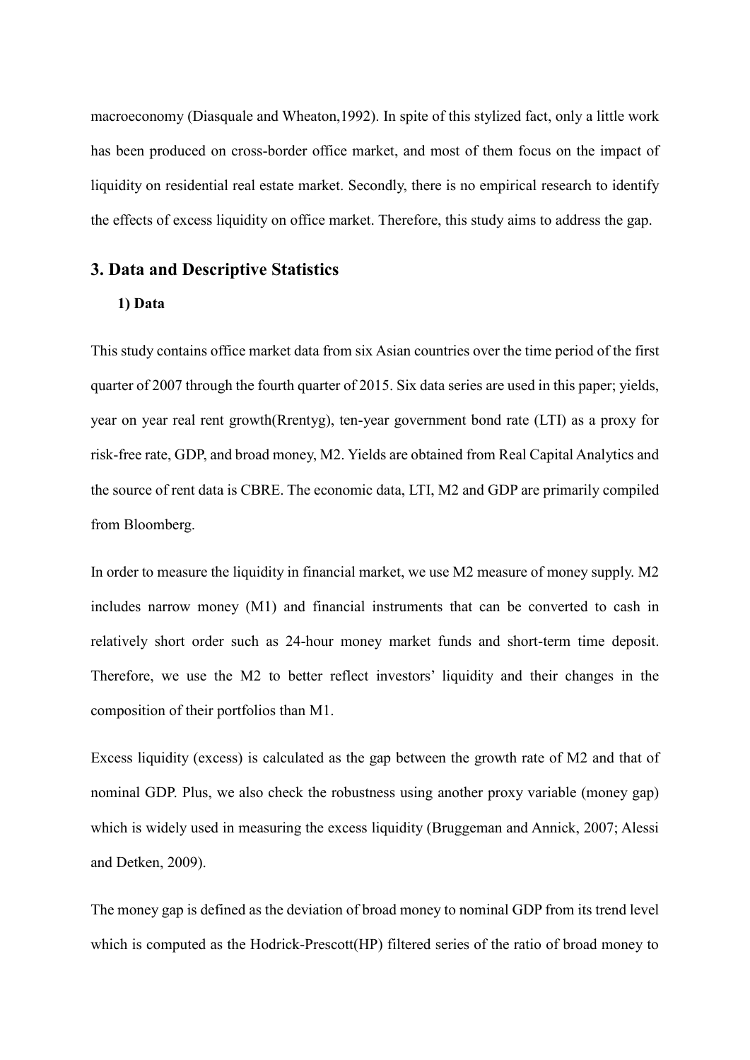macroeconomy (Diasquale and Wheaton,1992). In spite of this stylized fact, only a little work has been produced on cross-border office market, and most of them focus on the impact of liquidity on residential real estate market. Secondly, there is no empirical research to identify the effects of excess liquidity on office market. Therefore, this study aims to address the gap.

## 3. Data and Descriptive Statistics

### 1) Data

This study contains office market data from six Asian countries over the time period of the first quarter of 2007 through the fourth quarter of 2015. Six data series are used in this paper; yields, year on year real rent growth(Rrentyg), ten-year government bond rate (LTI) as a proxy for risk-free rate, GDP, and broad money, M2. Yields are obtained from Real Capital Analytics and the source of rent data is CBRE. The economic data, LTI, M2 and GDP are primarily compiled from Bloomberg.

In order to measure the liquidity in financial market, we use M2 measure of money supply. M2 includes narrow money (M1) and financial instruments that can be converted to cash in relatively short order such as 24-hour money market funds and short-term time deposit. Therefore, we use the M2 to better reflect investors' liquidity and their changes in the composition of their portfolios than M1.

Excess liquidity (excess) is calculated as the gap between the growth rate of M2 and that of nominal GDP. Plus, we also check the robustness using another proxy variable (money gap) which is widely used in measuring the excess liquidity (Bruggeman and Annick, 2007; Alessi and Detken, 2009).

The money gap is defined as the deviation of broad money to nominal GDP from its trend level which is computed as the Hodrick-Prescott(HP) filtered series of the ratio of broad money to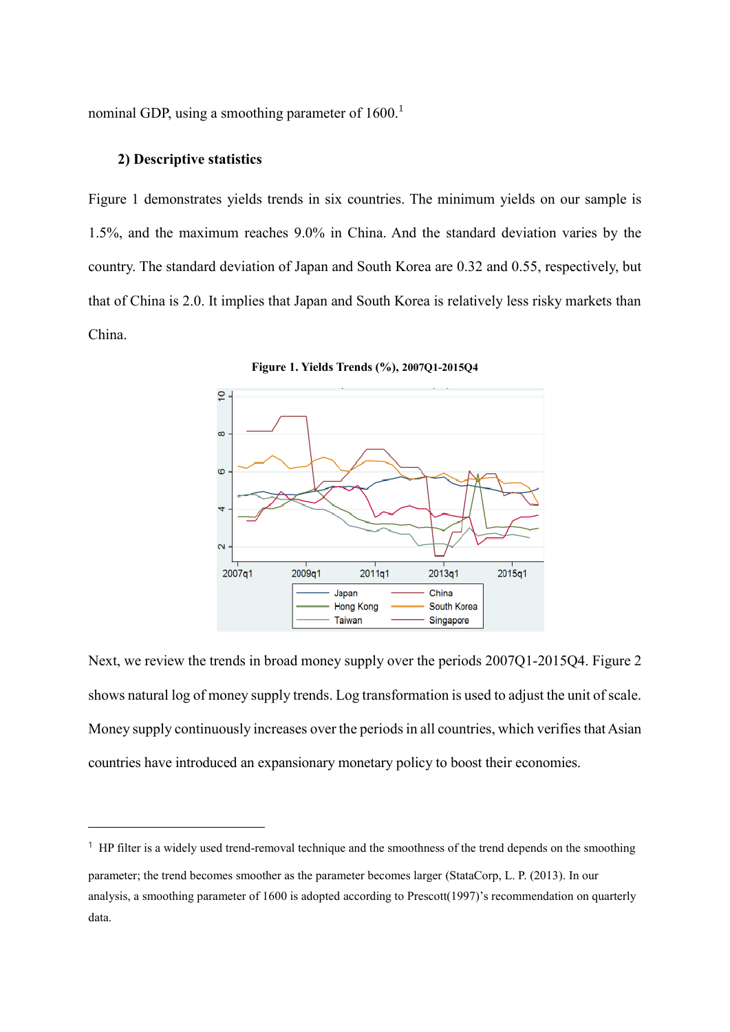nominal GDP, using a smoothing parameter of 1600.[1]

### 2) Descriptive statistics

Figure 1 demonstrates yields trends in six countries. The minimum yields on our sample is 1.5%, and the maximum reaches 9.0% in China. And the standard deviation varies by the country. The standard deviation of Japan and South Korea are 0.32 and 0.55, respectively, but that of China is 2.0. It implies that Japan and South Korea is relatively less risky markets than China.

**Figure 1. Yields Trends (%), 2007Q1-2015Q4**

Next, we review the trends in broad money supply over the periods 2007Q1-2015Q4. Figure 2 shows natural log of money supply trends. Log transformation is used to adjust the unit of scale. Money supply continuously increases over the periods in all countries, which verifies that Asian countries have introduced an expansionary monetary policy to boost their economies.

---

[1] HP filter is a widely used trend-removal technique and the smoothness of the trend depends on the smoothing parameter; the trend becomes smoother as the parameter becomes larger (StataCorp, L. P. (2013). In our analysis, a smoothing parameter of 1600 is adopted according to Prescott(1997)'s recommendation on quarterly data.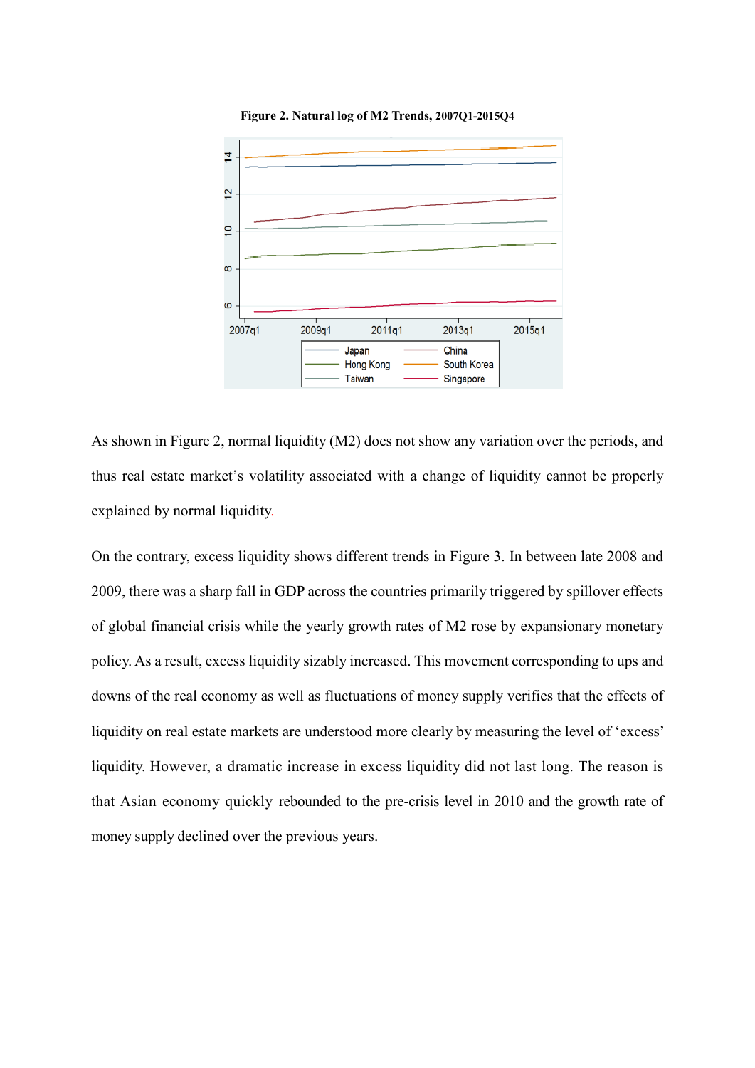**Figure 2. Natural log of M2 Trends, 2007Q1-2015Q4**

As shown in Figure 2, normal liquidity (M2) does not show any variation over the periods, and thus real estate market's volatility associated with a change of liquidity cannot be properly explained by normal liquidity.

On the contrary, excess liquidity shows different trends in Figure 3. In between late 2008 and 2009, there was a sharp fall in GDP across the countries primarily triggered by spillover effects of global financial crisis while the yearly growth rates of M2 rose by expansionary monetary policy. As a result, excess liquidity sizably increased. This movement corresponding to ups and downs of the real economy as well as fluctuations of money supply verifies that the effects of liquidity on real estate markets are understood more clearly by measuring the level of 'excess' liquidity. However, a dramatic increase in excess liquidity did not last long. The reason is that Asian economy quickly rebounded to the pre-crisis level in 2010 and the growth rate of money supply declined over the previous years.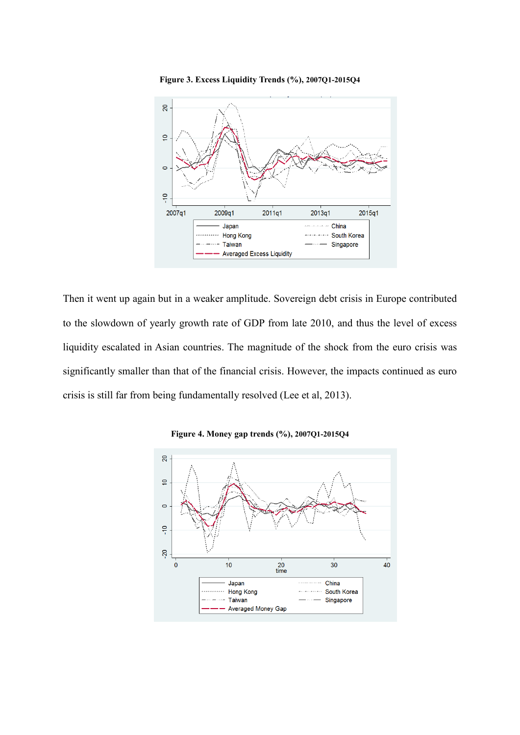**Figure 3. Excess Liquidity Trends (%), 2007Q1-2015Q4**

Then it went up again but in a weaker amplitude. Sovereign debt crisis in Europe contributed to the slowdown of yearly growth rate of GDP from late 2010, and thus the level of excess liquidity escalated in Asian countries. The magnitude of the shock from the euro crisis was significantly smaller than that of the financial crisis. However, the impacts continued as euro crisis is still far from being fundamentally resolved (Lee et al, 2013).

**Figure 4. Money gap trends (%), 2007Q1-2015Q4**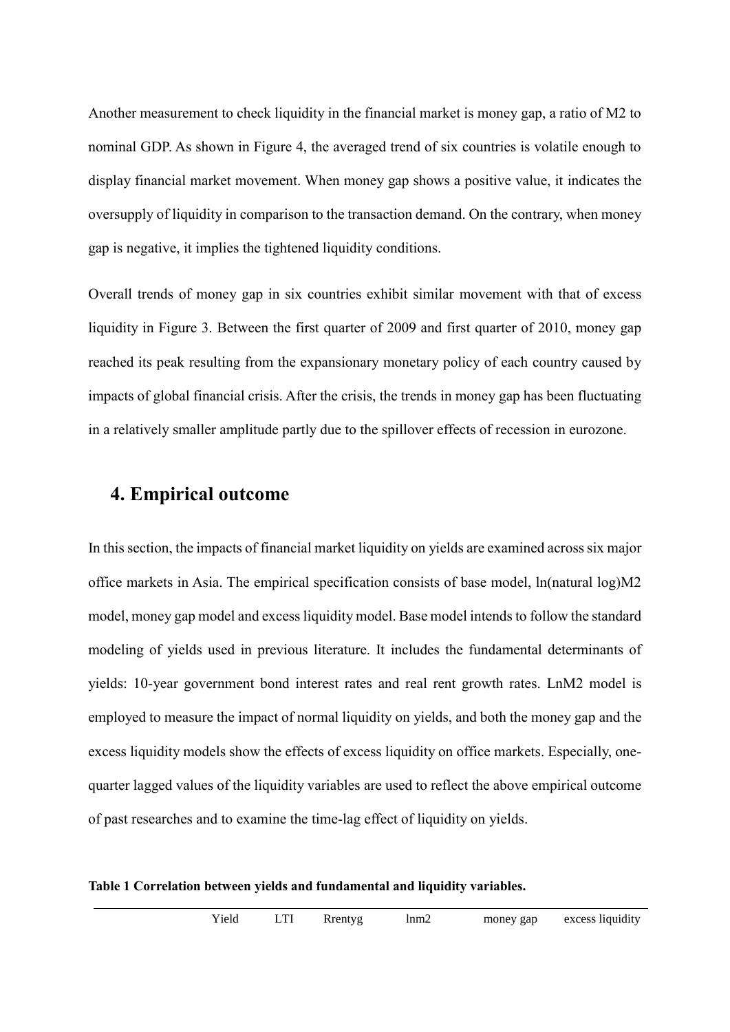Another measurement to check liquidity in the financial market is money gap, a ratio of M2 to nominal GDP. As shown in Figure 4, the averaged trend of six countries is volatile enough to display financial market movement. When money gap shows a positive value, it indicates the oversupply of liquidity in comparison to the transaction demand. On the contrary, when money gap is negative, it implies the tightened liquidity conditions.

Overall trends of money gap in six countries exhibit similar movement with that of excess liquidity in Figure 3. Between the first quarter of 2009 and first quarter of 2010, money gap reached its peak resulting from the expansionary monetary policy of each country caused by impacts of global financial crisis. After the crisis, the trends in money gap has been fluctuating in a relatively smaller amplitude partly due to the spillover effects of recession in eurozone.

## 4. Empirical outcome

In this section, the impacts of financial market liquidity on yields are examined across six major office markets in Asia. The empirical specification consists of base model, ln(natural log)M2 model, money gap model and excess liquidity model. Base model intends to follow the standard modeling of yields used in previous literature. It includes the fundamental determinants of yields: 10-year government bond interest rates and real rent growth rates. LnM2 model is employed to measure the impact of normal liquidity on yields, and both the money gap and the excess liquidity models show the effects of excess liquidity on office markets. Especially, one-quarter lagged values of the liquidity variables are used to reflect the above empirical outcome of past researches and to examine the time-lag effect of liquidity on yields.

**Table 1 Correlation between yields and fundamental and liquidity variables.**

| | Yield | LTI | Rrentyg | lnm2 | money gap | excess liquidity |
|---|---|---|---|---|---|---|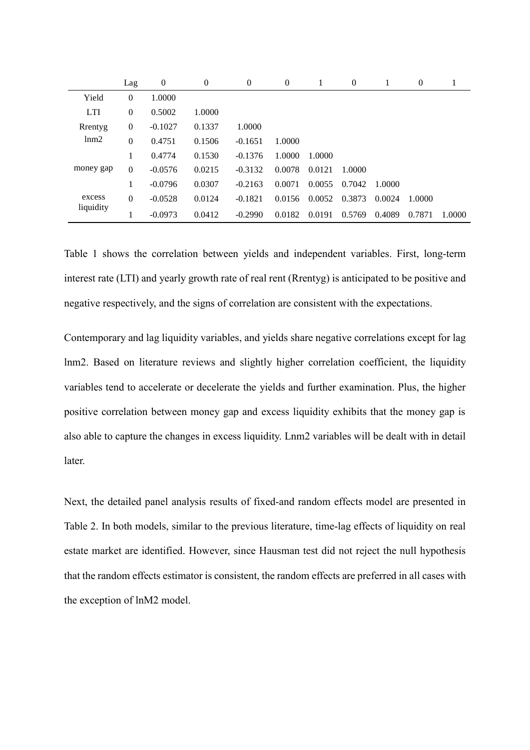| | Lag | 0 | 0 | 0 | 0 | 1 | 0 | 1 | 0 | 1 |
|---|---|---|---|---|---|---|---|---|---|---|
| Yield | 0 | 1.0000 | | | | | | | | |
| LTI | 0 | 0.5002 | 1.0000 | | | | | | | |
| Rrentyg | 0 | -0.1027 | 0.1337 | 1.0000 | | | | | | |
| lnm2 | 0 | 0.4751 | 0.1506 | -0.1651 | 1.0000 | | | | | |
| | 1 | 0.4774 | 0.1530 | -0.1376 | 1.0000 | 1.0000 | | | | |
| money gap | 0 | -0.0576 | 0.0215 | -0.3132 | 0.0078 | 0.0121 | 1.0000 | | | |
| | 1 | -0.0796 | 0.0307 | -0.2163 | 0.0071 | 0.0055 | 0.7042 | 1.0000 | | |
| excess liquidity | 0 | -0.0528 | 0.0124 | -0.1821 | 0.0156 | 0.0052 | 0.3873 | 0.0024 | 1.0000 | |
| | 1 | -0.0973 | 0.0412 | -0.2990 | 0.0182 | 0.0191 | 0.5769 | 0.4089 | 0.7871 | 1.0000 |

Table 1 shows the correlation between yields and independent variables. First, long-term interest rate (LTI) and yearly growth rate of real rent (Rrentyg) is anticipated to be positive and negative respectively, and the signs of correlation are consistent with the expectations.

Contemporary and lag liquidity variables, and yields share negative correlations except for lag lnm2. Based on literature reviews and slightly higher correlation coefficient, the liquidity variables tend to accelerate or decelerate the yields and further examination. Plus, the higher positive correlation between money gap and excess liquidity exhibits that the money gap is also able to capture the changes in excess liquidity. Lnm2 variables will be dealt with in detail later.

Next, the detailed panel analysis results of fixed-and random effects model are presented in Table 2. In both models, similar to the previous literature, time-lag effects of liquidity on real estate market are identified. However, since Hausman test did not reject the null hypothesis that the random effects estimator is consistent, the random effects are preferred in all cases with the exception of lnM2 model.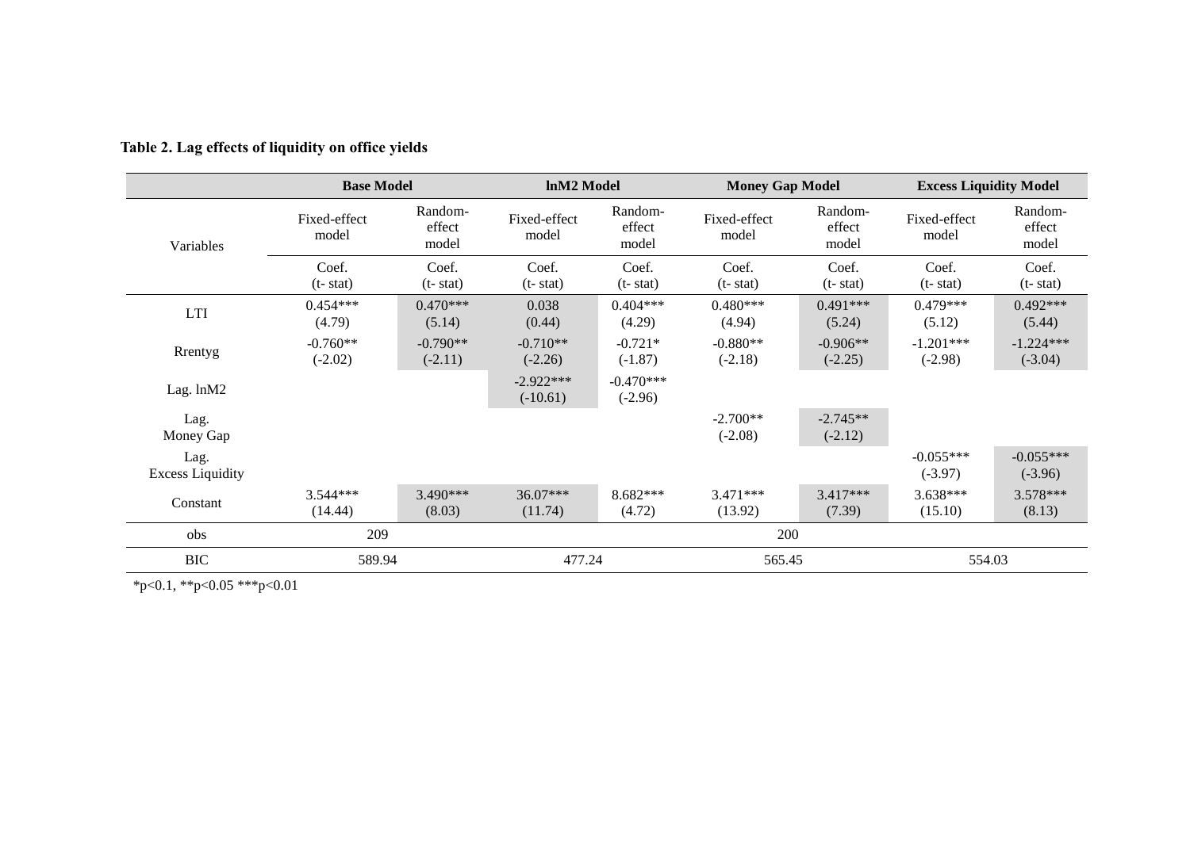**Table 2. Lag effects of liquidity on office yields**

| Variables | Base Model | | lnM2 Model | | Money Gap Model | | Excess Liquidity Model | |
|---|---|---|---|---|---|---|---|---|
| | Fixed-effect model | Random-effect model | Fixed-effect model | Random-effect model | Fixed-effect model | Random-effect model | Fixed-effect model | Random-effect model |
| | Coef. (t- stat) | Coef. (t- stat) | Coef. (t- stat) | Coef. (t- stat) | Coef. (t- stat) | Coef. (t- stat) | Coef. (t- stat) | Coef. (t- stat) |
| LTI | 0.454*** (4.79) | 0.470*** (5.14) | 0.038 (0.44) | 0.404*** (4.29) | 0.480*** (4.94) | 0.491*** (5.24) | 0.479*** (5.12) | 0.492*** (5.44) |
| Rrentyg | -0.760** (-2.02) | -0.790** (-2.11) | -0.710** (-2.26) | -0.721* (-1.87) | -0.880** (-2.18) | -0.906** (-2.25) | -1.201*** (-2.98) | -1.224*** (-3.04) |
| Lag. lnM2 | | | -2.922*** (-10.61) | -0.470*** (-2.96) | | | | |
| Lag. Money Gap | | | | | -2.700** (-2.08) | -2.745** (-2.12) | | |
| Lag. Excess Liquidity | | | | | | | -0.055*** (-3.97) | -0.055*** (-3.96) |
| Constant | 3.544*** (14.44) | 3.490*** (8.03) | 36.07*** (11.74) | 8.682*** (4.72) | 3.471*** (13.92) | 3.417*** (7.39) | 3.638*** (15.10) | 3.578*** (8.13) |
| obs | 209 | | 200 | | | | | |
| BIC | 589.94 | | 477.24 | | 565.45 | | 554.03 | |

*p<0.1, **p<0.05 ***p<0.01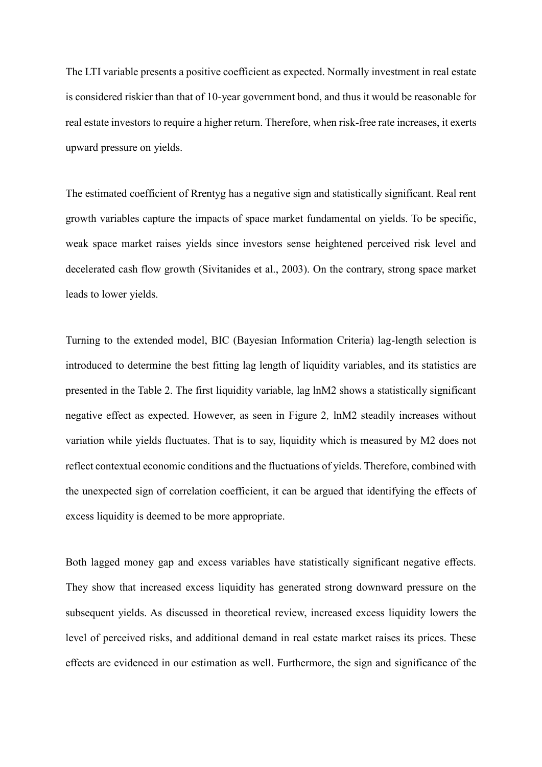The LTI variable presents a positive coefficient as expected. Normally investment in real estate is considered riskier than that of 10-year government bond, and thus it would be reasonable for real estate investors to require a higher return. Therefore, when risk-free rate increases, it exerts upward pressure on yields.

The estimated coefficient of Rrentyg has a negative sign and statistically significant. Real rent growth variables capture the impacts of space market fundamental on yields. To be specific, weak space market raises yields since investors sense heightened perceived risk level and decelerated cash flow growth (Sivitanides et al., 2003). On the contrary, strong space market leads to lower yields.

Turning to the extended model, BIC (Bayesian Information Criteria) lag-length selection is introduced to determine the best fitting lag length of liquidity variables, and its statistics are presented in the Table 2. The first liquidity variable, lag lnM2 shows a statistically significant negative effect as expected. However, as seen in Figure 2*,* lnM2 steadily increases without variation while yields fluctuates. That is to say, liquidity which is measured by M2 does not reflect contextual economic conditions and the fluctuations of yields. Therefore, combined with the unexpected sign of correlation coefficient, it can be argued that identifying the effects of excess liquidity is deemed to be more appropriate.

Both lagged money gap and excess variables have statistically significant negative effects. They show that increased excess liquidity has generated strong downward pressure on the subsequent yields. As discussed in theoretical review, increased excess liquidity lowers the level of perceived risks, and additional demand in real estate market raises its prices. These effects are evidenced in our estimation as well. Furthermore, the sign and significance of the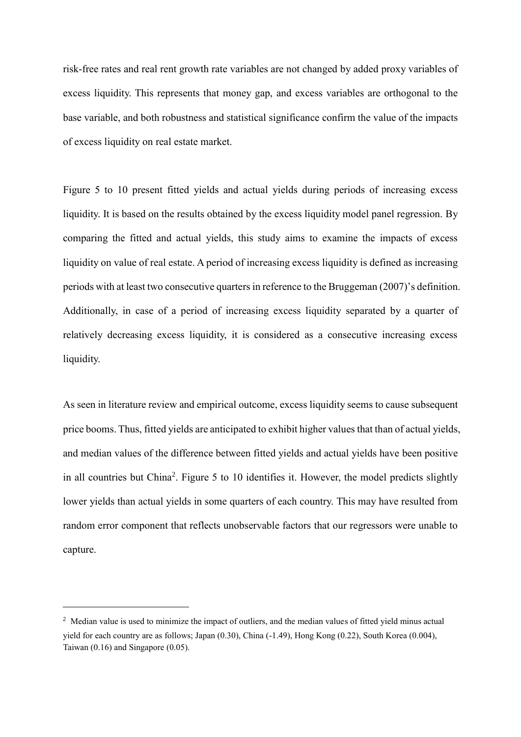risk-free rates and real rent growth rate variables are not changed by added proxy variables of excess liquidity. This represents that money gap, and excess variables are orthogonal to the base variable, and both robustness and statistical significance confirm the value of the impacts of excess liquidity on real estate market.

Figure 5 to 10 present fitted yields and actual yields during periods of increasing excess liquidity. It is based on the results obtained by the excess liquidity model panel regression. By comparing the fitted and actual yields, this study aims to examine the impacts of excess liquidity on value of real estate. A period of increasing excess liquidity is defined as increasing periods with at least two consecutive quarters in reference to the Bruggeman (2007)'s definition. Additionally, in case of a period of increasing excess liquidity separated by a quarter of relatively decreasing excess liquidity, it is considered as a consecutive increasing excess liquidity.

As seen in literature review and empirical outcome, excess liquidity seems to cause subsequent price booms. Thus, fitted yields are anticipated to exhibit higher values that than of actual yields, and median values of the difference between fitted yields and actual yields have been positive in all countries but China[2]. Figure 5 to 10 identifies it. However, the model predicts slightly lower yields than actual yields in some quarters of each country. This may have resulted from random error component that reflects unobservable factors that our regressors were unable to capture.

---

[2] Median value is used to minimize the impact of outliers, and the median values of fitted yield minus actual yield for each country are as follows; Japan (0.30), China (-1.49), Hong Kong (0.22), South Korea (0.004), Taiwan (0.16) and Singapore (0.05).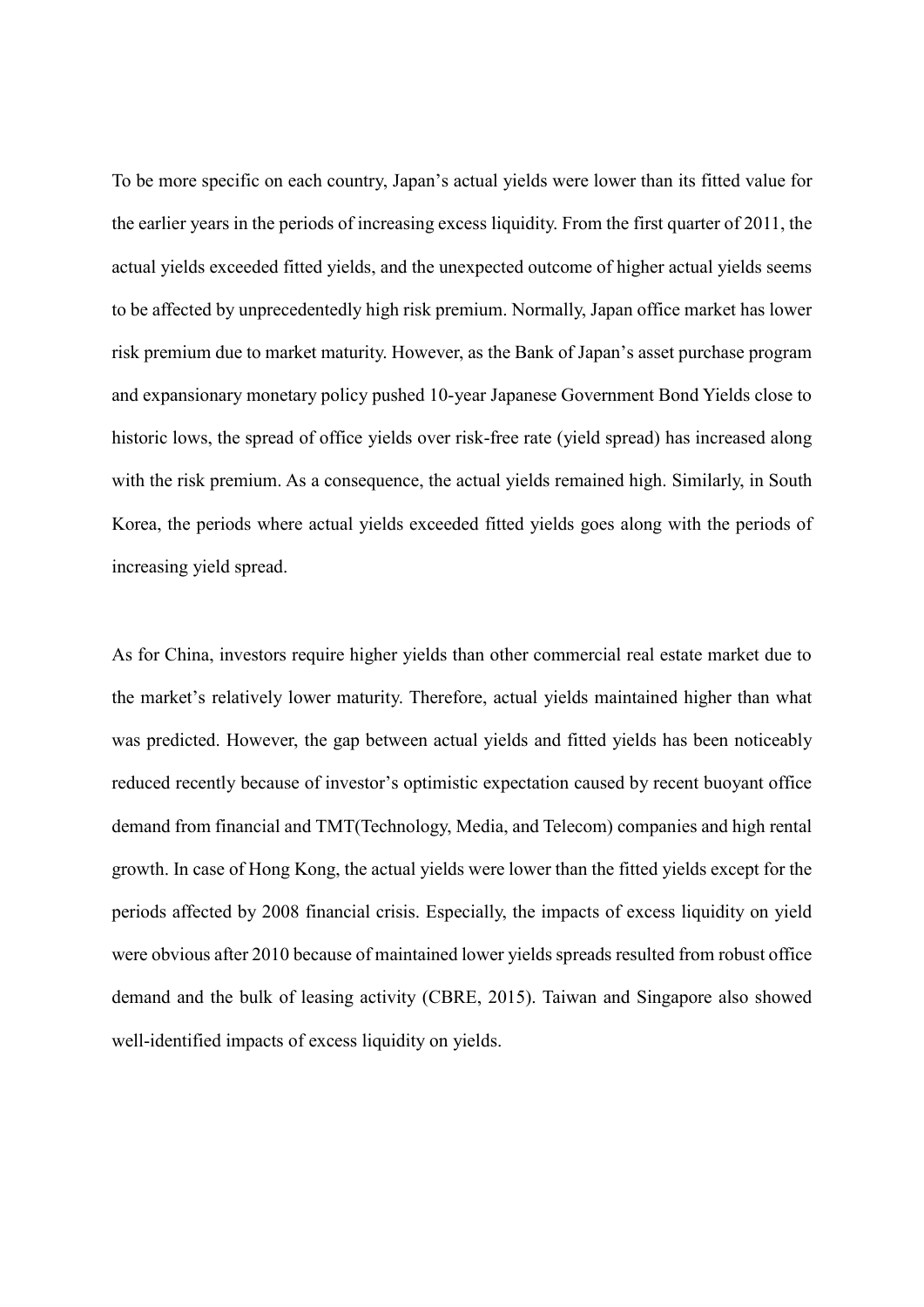To be more specific on each country, Japan's actual yields were lower than its fitted value for the earlier years in the periods of increasing excess liquidity. From the first quarter of 2011, the actual yields exceeded fitted yields, and the unexpected outcome of higher actual yields seems to be affected by unprecedentedly high risk premium. Normally, Japan office market has lower risk premium due to market maturity. However, as the Bank of Japan's asset purchase program and expansionary monetary policy pushed 10-year Japanese Government Bond Yields close to historic lows, the spread of office yields over risk-free rate (yield spread) has increased along with the risk premium. As a consequence, the actual yields remained high. Similarly, in South Korea, the periods where actual yields exceeded fitted yields goes along with the periods of increasing yield spread.

As for China, investors require higher yields than other commercial real estate market due to the market's relatively lower maturity. Therefore, actual yields maintained higher than what was predicted. However, the gap between actual yields and fitted yields has been noticeably reduced recently because of investor's optimistic expectation caused by recent buoyant office demand from financial and TMT(Technology, Media, and Telecom) companies and high rental growth. In case of Hong Kong, the actual yields were lower than the fitted yields except for the periods affected by 2008 financial crisis. Especially, the impacts of excess liquidity on yield were obvious after 2010 because of maintained lower yields spreads resulted from robust office demand and the bulk of leasing activity (CBRE, 2015). Taiwan and Singapore also showed well-identified impacts of excess liquidity on yields.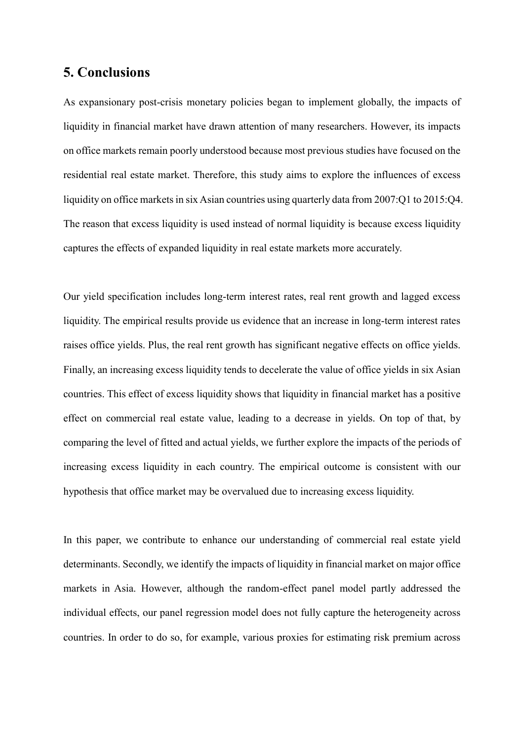## 5. Conclusions

As expansionary post-crisis monetary policies began to implement globally, the impacts of liquidity in financial market have drawn attention of many researchers. However, its impacts on office markets remain poorly understood because most previous studies have focused on the residential real estate market. Therefore, this study aims to explore the influences of excess liquidity on office markets in six Asian countries using quarterly data from 2007:Q1 to 2015:Q4. The reason that excess liquidity is used instead of normal liquidity is because excess liquidity captures the effects of expanded liquidity in real estate markets more accurately.

Our yield specification includes long-term interest rates, real rent growth and lagged excess liquidity. The empirical results provide us evidence that an increase in long-term interest rates raises office yields. Plus, the real rent growth has significant negative effects on office yields. Finally, an increasing excess liquidity tends to decelerate the value of office yields in six Asian countries. This effect of excess liquidity shows that liquidity in financial market has a positive effect on commercial real estate value, leading to a decrease in yields. On top of that, by comparing the level of fitted and actual yields, we further explore the impacts of the periods of increasing excess liquidity in each country. The empirical outcome is consistent with our hypothesis that office market may be overvalued due to increasing excess liquidity.

In this paper, we contribute to enhance our understanding of commercial real estate yield determinants. Secondly, we identify the impacts of liquidity in financial market on major office markets in Asia. However, although the random-effect panel model partly addressed the individual effects, our panel regression model does not fully capture the heterogeneity across countries. In order to do so, for example, various proxies for estimating risk premium across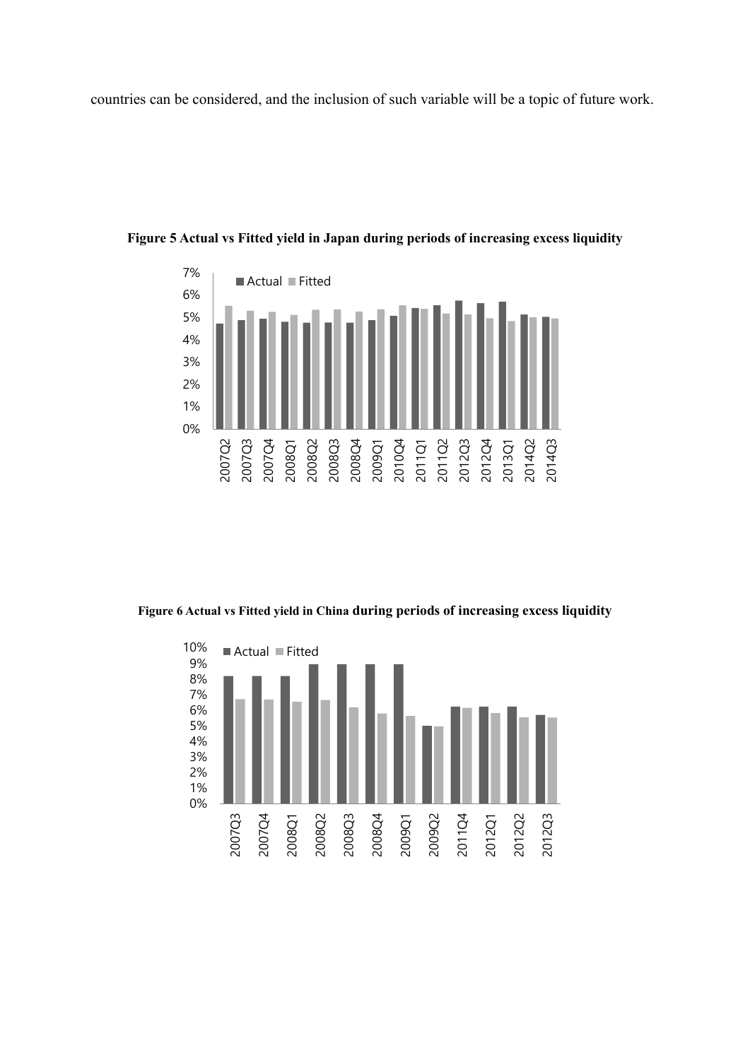countries can be considered, and the inclusion of such variable will be a topic of future work.

**Figure 5 Actual vs Fitted yield in Japan during periods of increasing excess liquidity**

**Figure 6 Actual vs Fitted yield in China during periods of increasing excess liquidity**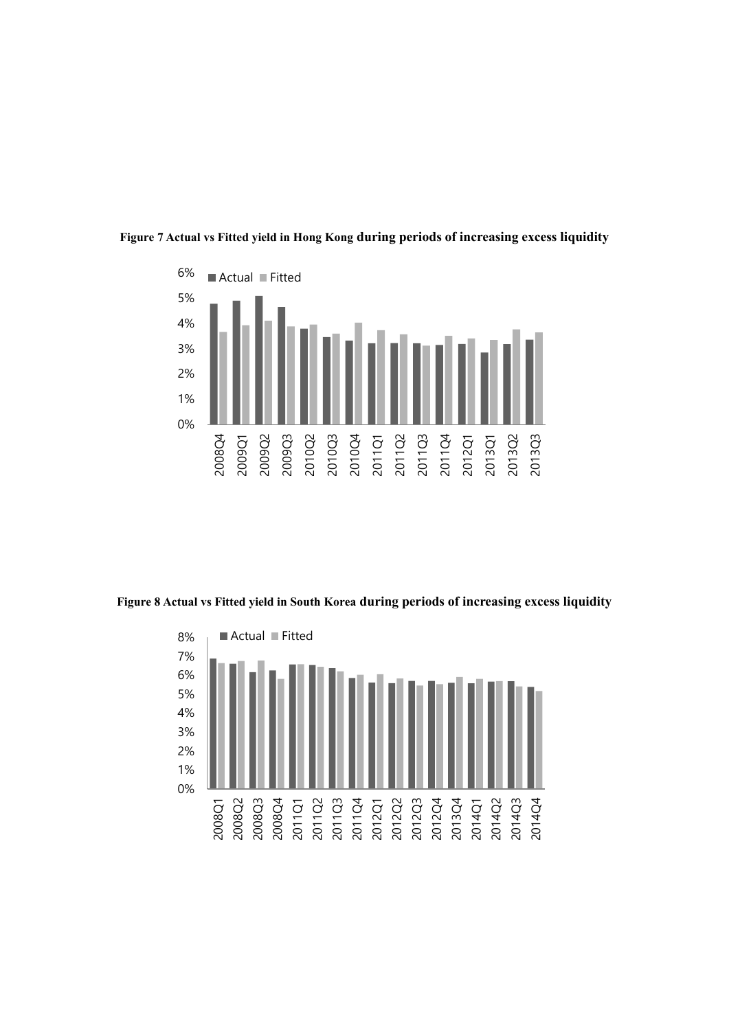**Figure 7 Actual vs Fitted yield in Hong Kong during periods of increasing excess liquidity**

**Figure 8 Actual vs Fitted yield in South Korea during periods of increasing excess liquidity**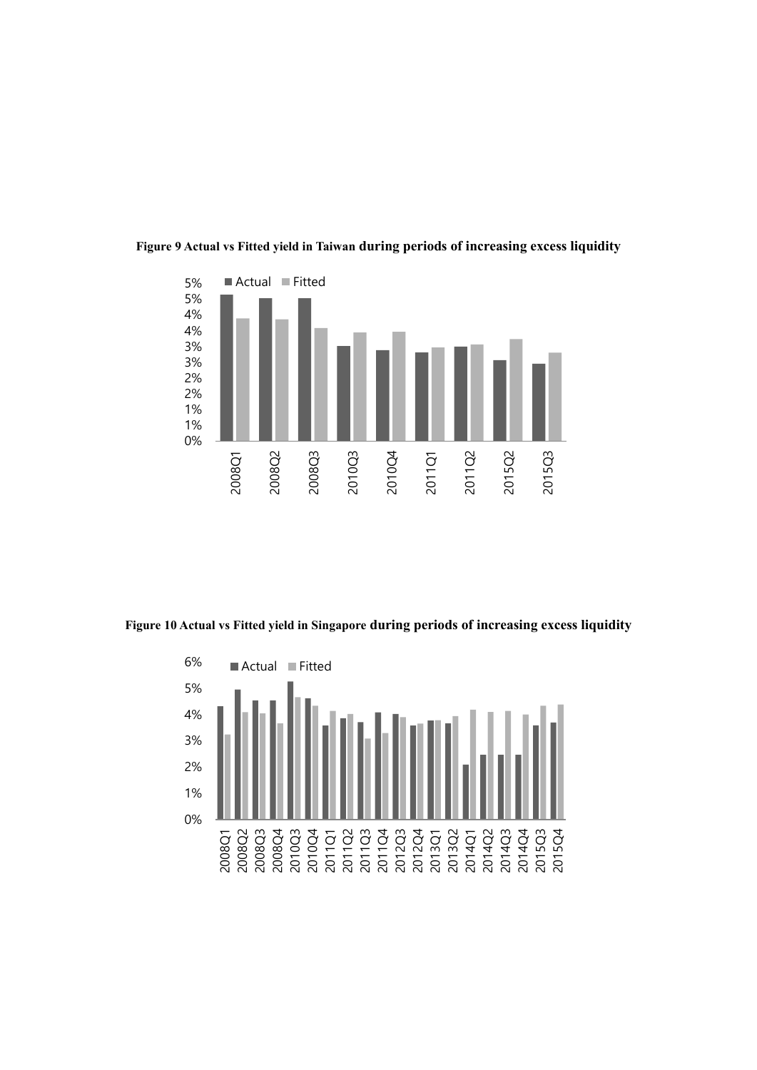**Figure 9 Actual vs Fitted yield in Taiwan during periods of increasing excess liquidity**

Actual
Fitted

5%
5%
4%
4%
3%
3%
2%
2%
1%
1%
0%

2008Q1
2008Q2
2008Q3
2010Q3
2010Q4
2011Q1
2011Q2
2015Q2
2015Q3

**Figure 10 Actual vs Fitted yield in Singapore during periods of increasing excess liquidity**

Actual
Fitted

6%
5%
4%
3%
2%
1%
0%

2008Q1
2008Q2
2008Q3
2008Q4
2010Q3
2010Q4
2011Q1
2011Q2
2011Q3
2011Q4
2012Q3
2012Q4
2013Q1
2013Q2
2014Q1
2014Q2
2014Q3
2014Q4
2015Q3
2015Q4